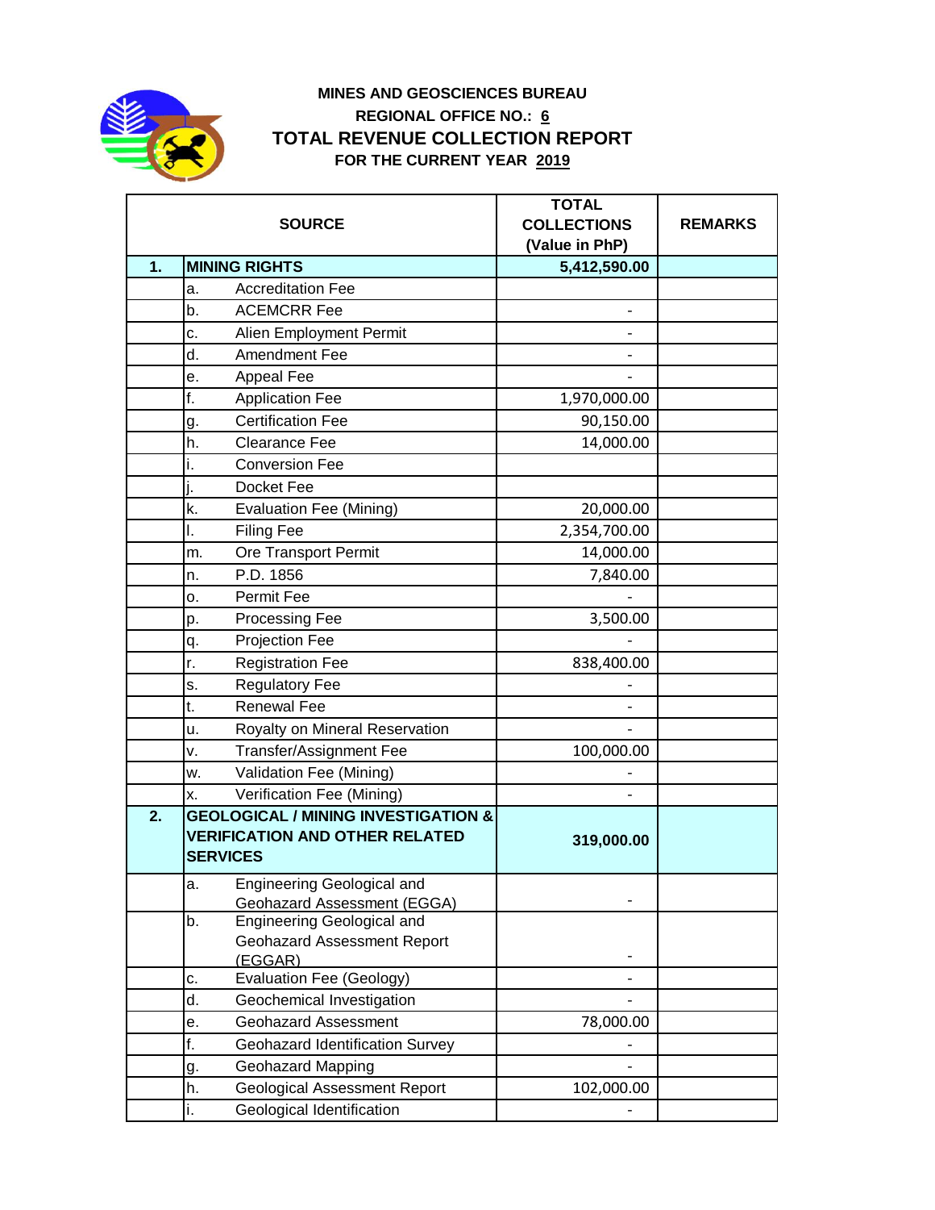**MINES AND GEOSCIENCES BUREAU**

**REGIONAL OFFICE NO.: 6**

# TOTAL REVENUE COLLECTION REPORT

**FOR THE CURRENT YEAR 2019**

| | SOURCE | TOTAL COLLECTIONS (Value in PhP) | REMARKS |
|---|---|---|---|
| **1.** | **MINING RIGHTS** | **5,412,590.00** | |
| | a. Accreditation Fee | | |
| | b. ACEMCRR Fee | - | |
| | c. Alien Employment Permit | - | |
| | d. Amendment Fee | - | |
| | e. Appeal Fee | - | |
| | f. Application Fee | 1,970,000.00 | |
| | g. Certification Fee | 90,150.00 | |
| | h. Clearance Fee | 14,000.00 | |
| | i. Conversion Fee | | |
| | j. Docket Fee | | |
| | k. Evaluation Fee (Mining) | 20,000.00 | |
| | l. Filing Fee | 2,354,700.00 | |
| | m. Ore Transport Permit | 14,000.00 | |
| | n. P.D. 1856 | 7,840.00 | |
| | o. Permit Fee | - | |
| | p. Processing Fee | 3,500.00 | |
| | q. Projection Fee | - | |
| | r. Registration Fee | 838,400.00 | |
| | s. Regulatory Fee | - | |
| | t. Renewal Fee | - | |
| | u. Royalty on Mineral Reservation | - | |
| | v. Transfer/Assignment Fee | 100,000.00 | |
| | w. Validation Fee (Mining) | - | |
| | x. Verification Fee (Mining) | - | |
| **2.** | **GEOLOGICAL / MINING INVESTIGATION & VERIFICATION AND OTHER RELATED SERVICES** | **319,000.00** | |
| | a. Engineering Geological and Geohazard Assessment (EGGA) | - | |
| | b. Engineering Geological and Geohazard Assessment Report (EGGAR) | - | |
| | c. Evaluation Fee (Geology) | - | |
| | d. Geochemical Investigation | - | |
| | e. Geohazard Assessment | 78,000.00 | |
| | f. Geohazard Identification Survey | - | |
| | g. Geohazard Mapping | - | |
| | h. Geological Assessment Report | 102,000.00 | |
| | i. Geological Identification | - | |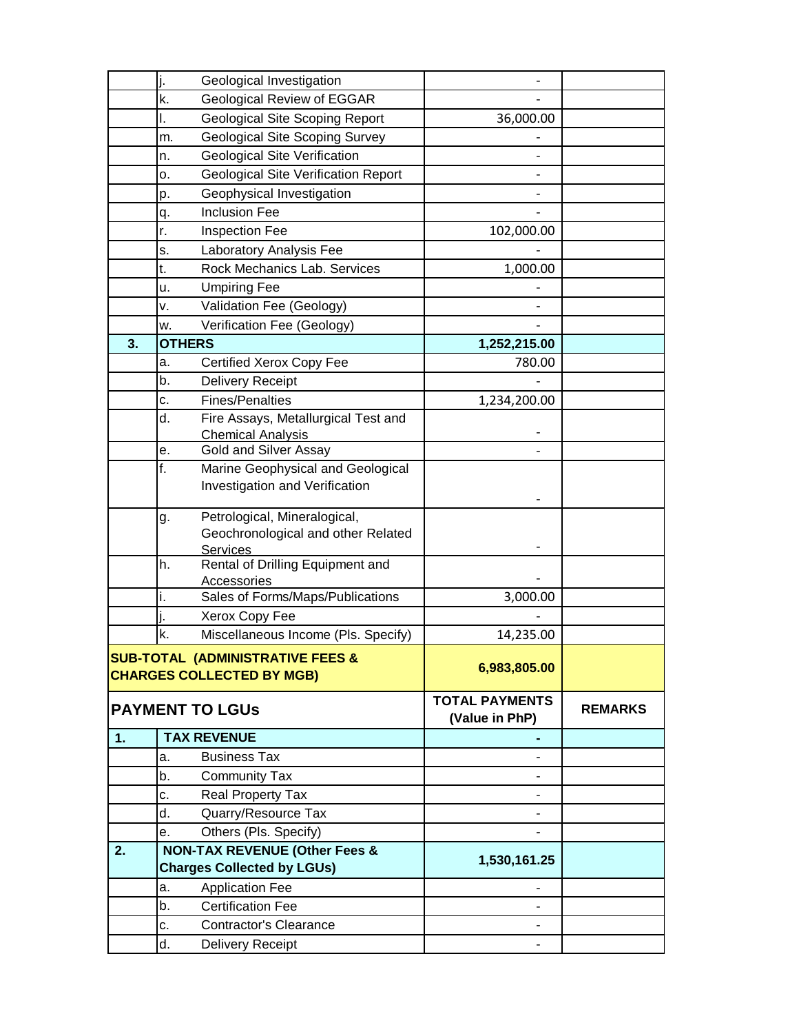| | | | | |
|---|---|---|---|---|
| | j. | Geological Investigation | - | |
| | k. | Geological Review of EGGAR | - | |
| | l. | Geological Site Scoping Report | 36,000.00 | |
| | m. | Geological Site Scoping Survey | - | |
| | n. | Geological Site Verification | - | |
| | o. | Geological Site Verification Report | - | |
| | p. | Geophysical Investigation | - | |
| | q. | Inclusion Fee | - | |
| | r. | Inspection Fee | 102,000.00 | |
| | s. | Laboratory Analysis Fee | - | |
| | t. | Rock Mechanics Lab. Services | 1,000.00 | |
| | u. | Umpiring Fee | - | |
| | v. | Validation Fee (Geology) | - | |
| | w. | Verification Fee (Geology) | - | |
| **3.** | **OTHERS** | | **1,252,215.00** | |
| | a. | Certified Xerox Copy Fee | 780.00 | |
| | b. | Delivery Receipt | - | |
| | c. | Fines/Penalties | 1,234,200.00 | |
| | d. | Fire Assays, Metallurgical Test and Chemical Analysis | - | |
| | e. | Gold and Silver Assay | - | |
| | f. | Marine Geophysical and Geological Investigation and Verification | - | |
| | g. | Petrological, Mineralogical, Geochronological and other Related Services | - | |
| | h. | Rental of Drilling Equipment and Accessories | - | |
| | i. | Sales of Forms/Maps/Publications | 3,000.00 | |
| | j. | Xerox Copy Fee | - | |
| | k. | Miscellaneous Income (Pls. Specify) | 14,235.00 | |
| **SUB-TOTAL (ADMINISTRATIVE FEES & CHARGES COLLECTED BY MGB)** | | | **6,983,805.00** | |
| **PAYMENT TO LGUs** | | | **TOTAL PAYMENTS (Value in PhP)** | **REMARKS** |
| **1.** | **TAX REVENUE** | | **-** | |
| | a. | Business Tax | - | |
| | b. | Community Tax | - | |
| | c. | Real Property Tax | - | |
| | d. | Quarry/Resource Tax | - | |
| | e. | Others (Pls. Specify) | - | |
| **2.** | **NON-TAX REVENUE (Other Fees & Charges Collected by LGUs)** | | **1,530,161.25** | |
| | a. | Application Fee | - | |
| | b. | Certification Fee | - | |
| | c. | Contractor's Clearance | - | |
| | d. | Delivery Receipt | - | |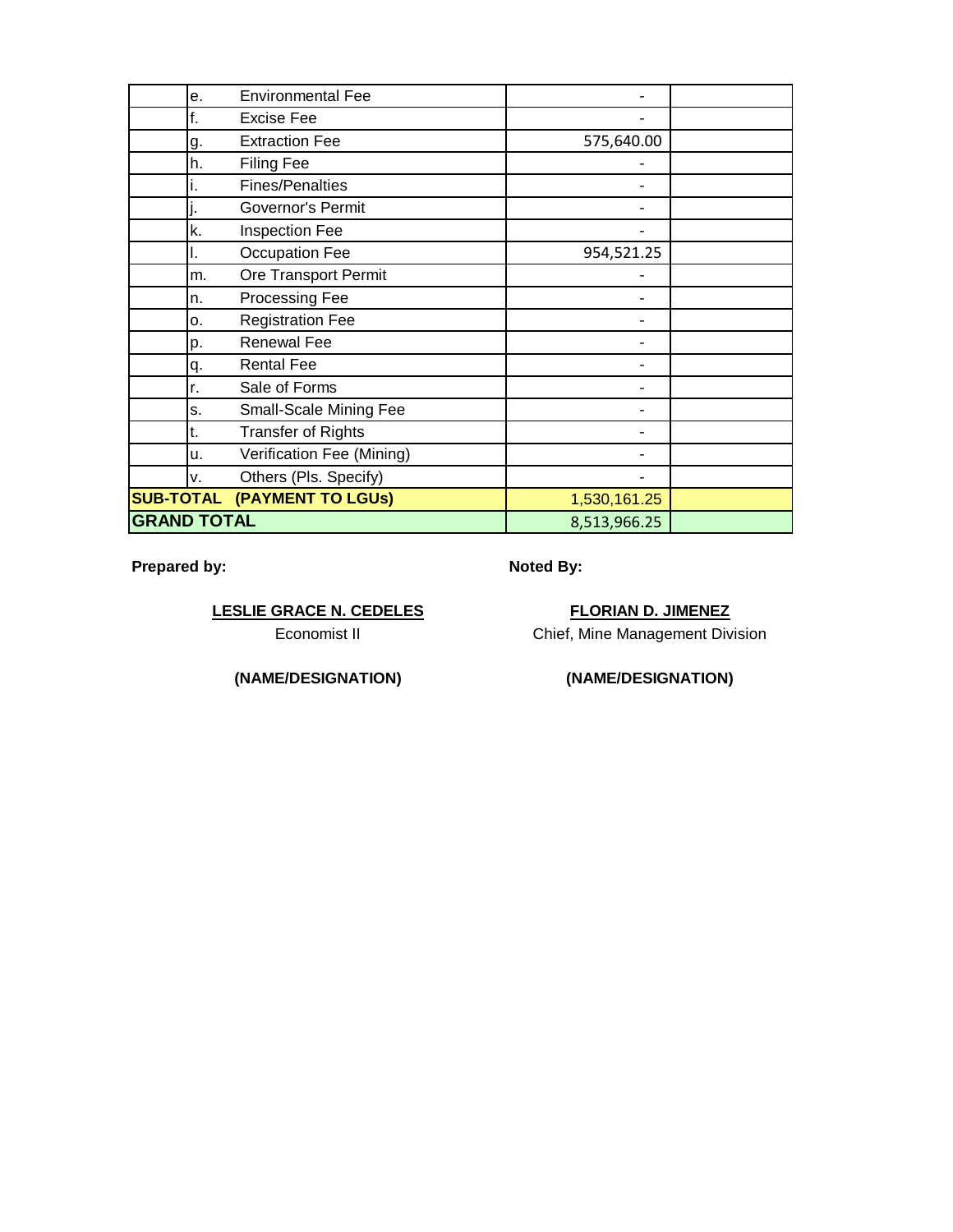| | | | | |
|---|---|---|---|---|
| | e. | Environmental Fee | - | |
| | f. | Excise Fee | - | |
| | g. | Extraction Fee | 575,640.00 | |
| | h. | Filing Fee | - | |
| | i. | Fines/Penalties | - | |
| | j. | Governor's Permit | - | |
| | k. | Inspection Fee | - | |
| | l. | Occupation Fee | 954,521.25 | |
| | m. | Ore Transport Permit | - | |
| | n. | Processing Fee | - | |
| | o. | Registration Fee | - | |
| | p. | Renewal Fee | - | |
| | q. | Rental Fee | - | |
| | r. | Sale of Forms | - | |
| | s. | Small-Scale Mining Fee | - | |
| | t. | Transfer of Rights | - | |
| | u. | Verification Fee (Mining) | - | |
| | v. | Others (Pls. Specify) | - | |
| **SUB-TOTAL** | | **(PAYMENT TO LGUs)** | 1,530,161.25 | |
| **GRAND TOTAL** | | | 8,513,966.25 | |

**Prepared by:**

**LESLIE GRACE N. CEDELES**
Economist II

**(NAME/DESIGNATION)**

**Noted By:**

**FLORIAN D. JIMENEZ**
Chief, Mine Management Division

**(NAME/DESIGNATION)**